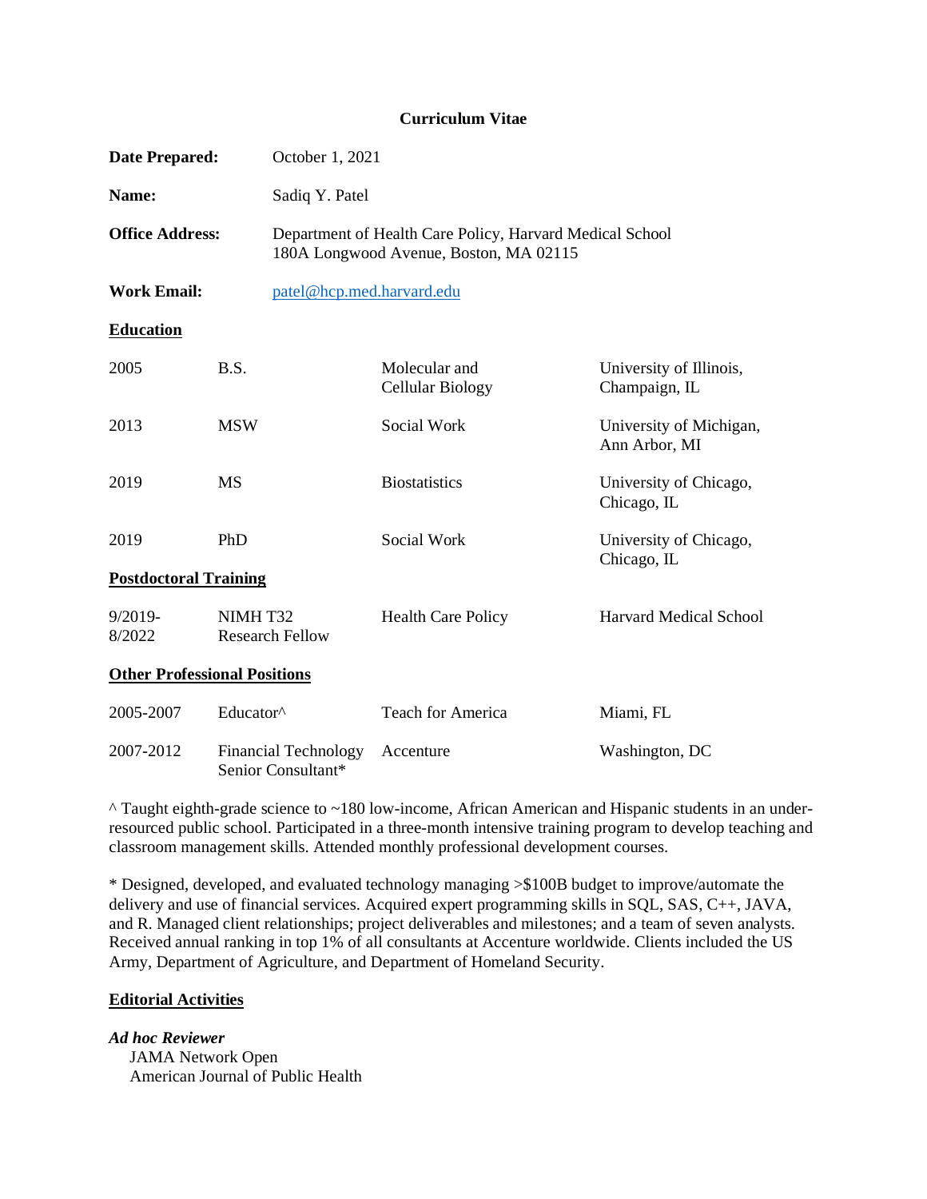# Curriculum Vitae

**Date Prepared:** October 1, 2021

**Name:** Sadiq Y. Patel

**Office Address:** Department of Health Care Policy, Harvard Medical School
180A Longwood Avenue, Boston, MA 02115

**Work Email:** patel@hcp.med.harvard.edu

## Education

| | | | |
|---|---|---|---|
| 2005 | B.S. | Molecular and Cellular Biology | University of Illinois, Champaign, IL |
| 2013 | MSW | Social Work | University of Michigan, Ann Arbor, MI |
| 2019 | MS | Biostatistics | University of Chicago, Chicago, IL |
| 2019 | PhD | Social Work | University of Chicago, Chicago, IL |

## Postdoctoral Training

| | | | |
|---|---|---|---|
| 9/2019-8/2022 | NIMH T32 Research Fellow | Health Care Policy | Harvard Medical School |

## Other Professional Positions

| | | | |
|---|---|---|---|
| 2005-2007 | Educator^ | Teach for America | Miami, FL |
| 2007-2012 | Financial Technology Senior Consultant* | Accenture | Washington, DC |

^ Taught eighth-grade science to ~180 low-income, African American and Hispanic students in an under-resourced public school. Participated in a three-month intensive training program to develop teaching and classroom management skills. Attended monthly professional development courses.

* Designed, developed, and evaluated technology managing >$100B budget to improve/automate the delivery and use of financial services. Acquired expert programming skills in SQL, SAS, C++, JAVA, and R. Managed client relationships; project deliverables and milestones; and a team of seven analysts. Received annual ranking in top 1% of all consultants at Accenture worldwide. Clients included the US Army, Department of Agriculture, and Department of Homeland Security.

## Editorial Activities

***Ad hoc Reviewer***

JAMA Network Open
American Journal of Public Health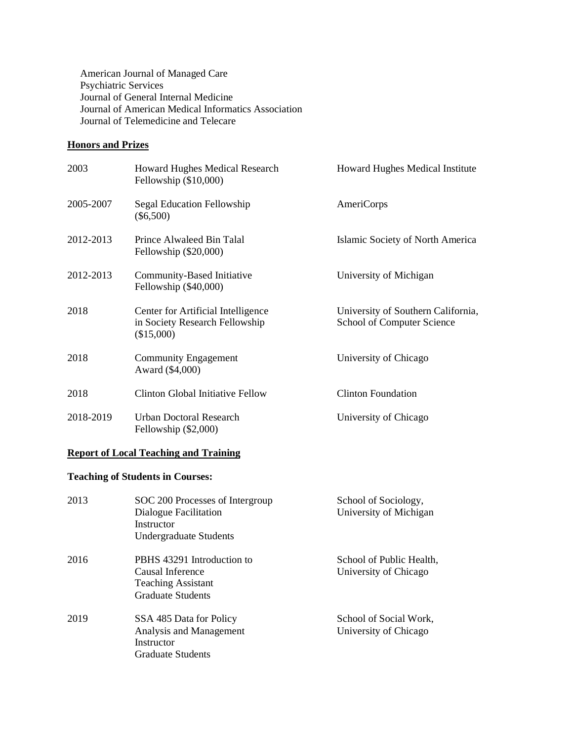American Journal of Managed Care
Psychiatric Services
Journal of General Internal Medicine
Journal of American Medical Informatics Association
Journal of Telemedicine and Telecare

## Honors and Prizes

| | | |
|---|---|---|
| 2003 | Howard Hughes Medical Research Fellowship ($10,000) | Howard Hughes Medical Institute |
| 2005-2007 | Segal Education Fellowship ($6,500) | AmeriCorps |
| 2012-2013 | Prince Alwaleed Bin Talal Fellowship ($20,000) | Islamic Society of North America |
| 2012-2013 | Community-Based Initiative Fellowship ($40,000) | University of Michigan |
| 2018 | Center for Artificial Intelligence in Society Research Fellowship ($15,000) | University of Southern California, School of Computer Science |
| 2018 | Community Engagement Award ($4,000) | University of Chicago |
| 2018 | Clinton Global Initiative Fellow | Clinton Foundation |
| 2018-2019 | Urban Doctoral Research Fellowship ($2,000) | University of Chicago |

## Report of Local Teaching and Training

### Teaching of Students in Courses:

| | | |
|---|---|---|
| 2013 | SOC 200 Processes of Intergroup Dialogue Facilitation<br>Instructor<br>Undergraduate Students | School of Sociology, University of Michigan |
| 2016 | PBHS 43291 Introduction to Causal Inference<br>Teaching Assistant<br>Graduate Students | School of Public Health, University of Chicago |
| 2019 | SSA 485 Data for Policy Analysis and Management<br>Instructor<br>Graduate Students | School of Social Work, University of Chicago |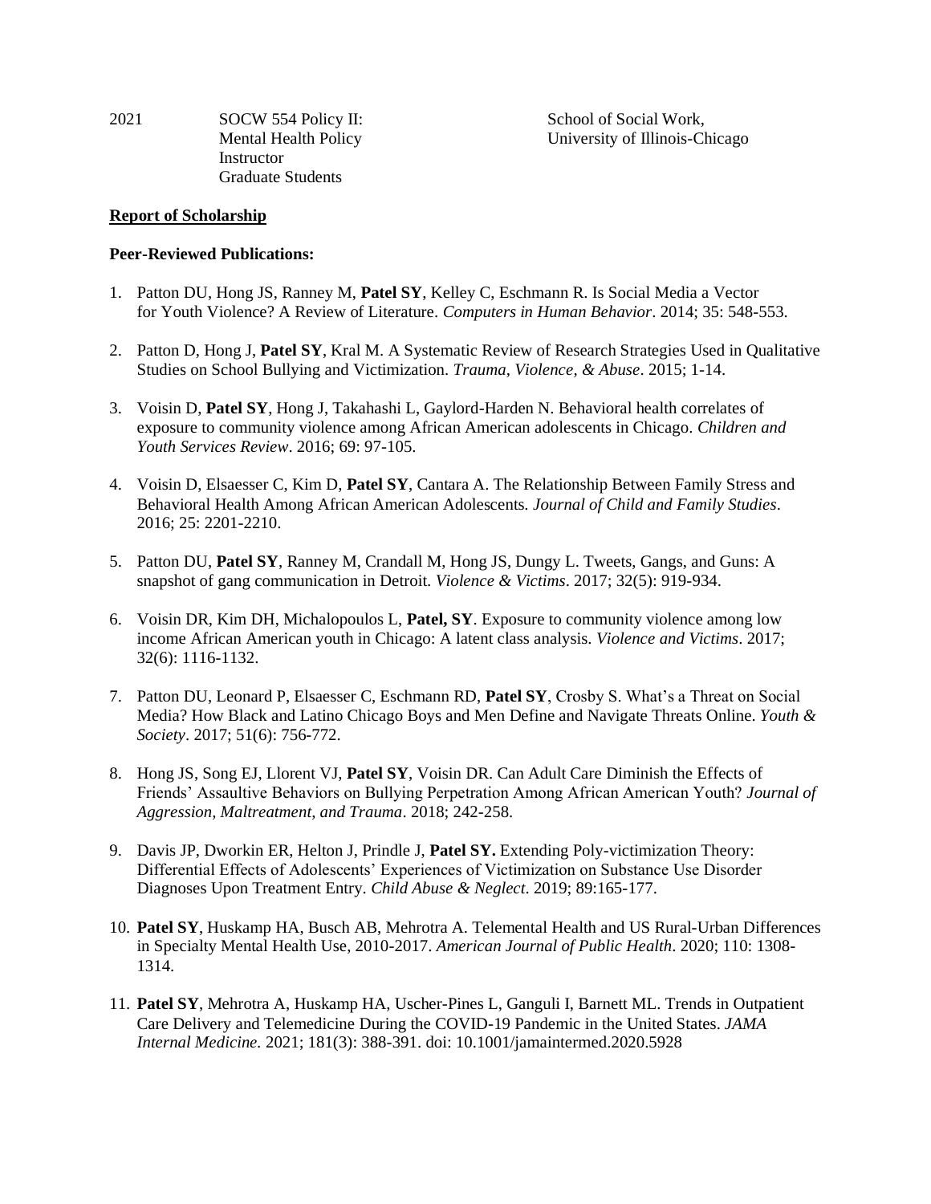2021 SOCW 554 Policy II: Mental Health Policy Instructor Graduate Students — School of Social Work, University of Illinois-Chicago

**Report of Scholarship**

**Peer-Reviewed Publications:**

1. Patton DU, Hong JS, Ranney M, **Patel SY**, Kelley C, Eschmann R. Is Social Media a Vector for Youth Violence? A Review of Literature. *Computers in Human Behavior*. 2014; 35: 548-553.

2. Patton D, Hong J, **Patel SY**, Kral M. A Systematic Review of Research Strategies Used in Qualitative Studies on School Bullying and Victimization. *Trauma, Violence, & Abuse*. 2015; 1-14.

3. Voisin D, **Patel SY**, Hong J, Takahashi L, Gaylord-Harden N. Behavioral health correlates of exposure to community violence among African American adolescents in Chicago. *Children and Youth Services Review*. 2016; 69: 97-105.

4. Voisin D, Elsaesser C, Kim D, **Patel SY**, Cantara A. The Relationship Between Family Stress and Behavioral Health Among African American Adolescents. *Journal of Child and Family Studies*. 2016; 25: 2201-2210.

5. Patton DU, **Patel SY**, Ranney M, Crandall M, Hong JS, Dungy L. Tweets, Gangs, and Guns: A snapshot of gang communication in Detroit. *Violence & Victims*. 2017; 32(5): 919-934.

6. Voisin DR, Kim DH, Michalopoulos L, **Patel, SY**. Exposure to community violence among low income African American youth in Chicago: A latent class analysis. *Violence and Victims*. 2017; 32(6): 1116-1132.

7. Patton DU, Leonard P, Elsaesser C, Eschmann RD, **Patel SY**, Crosby S. What's a Threat on Social Media? How Black and Latino Chicago Boys and Men Define and Navigate Threats Online. *Youth & Society*. 2017; 51(6): 756-772.

8. Hong JS, Song EJ, Llorent VJ, **Patel SY**, Voisin DR. Can Adult Care Diminish the Effects of Friends' Assaultive Behaviors on Bullying Perpetration Among African American Youth? *Journal of Aggression, Maltreatment, and Trauma*. 2018; 242-258.

9. Davis JP, Dworkin ER, Helton J, Prindle J, **Patel SY.** Extending Poly-victimization Theory: Differential Effects of Adolescents' Experiences of Victimization on Substance Use Disorder Diagnoses Upon Treatment Entry. *Child Abuse & Neglect*. 2019; 89:165-177.

10. **Patel SY**, Huskamp HA, Busch AB, Mehrotra A. Telemental Health and US Rural-Urban Differences in Specialty Mental Health Use, 2010-2017. *American Journal of Public Health*. 2020; 110: 1308-1314.

11. **Patel SY**, Mehrotra A, Huskamp HA, Uscher-Pines L, Ganguli I, Barnett ML. Trends in Outpatient Care Delivery and Telemedicine During the COVID-19 Pandemic in the United States. *JAMA Internal Medicine.* 2021; 181(3): 388-391. doi: 10.1001/jamaintermed.2020.5928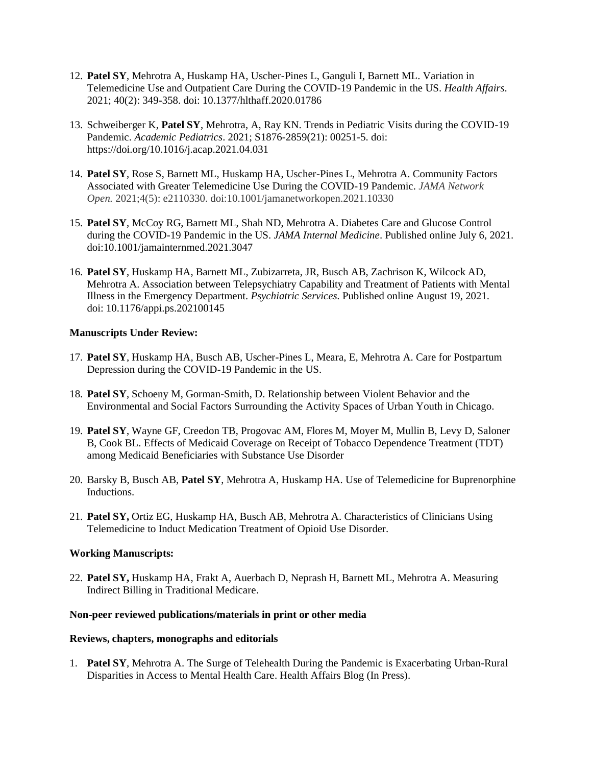12. **Patel SY**, Mehrotra A, Huskamp HA, Uscher-Pines L, Ganguli I, Barnett ML. Variation in Telemedicine Use and Outpatient Care During the COVID-19 Pandemic in the US. *Health Affairs*. 2021; 40(2): 349-358. doi: 10.1377/hlthaff.2020.01786

13. Schweiberger K, **Patel SY**, Mehrotra, A, Ray KN. Trends in Pediatric Visits during the COVID-19 Pandemic. *Academic Pediatrics*. 2021; S1876-2859(21): 00251-5. doi: https://doi.org/10.1016/j.acap.2021.04.031

14. **Patel SY**, Rose S, Barnett ML, Huskamp HA, Uscher-Pines L, Mehrotra A. Community Factors Associated with Greater Telemedicine Use During the COVID-19 Pandemic. *JAMA Network Open.* 2021;4(5): e2110330. doi:10.1001/jamanetworkopen.2021.10330

15. **Patel SY**, McCoy RG, Barnett ML, Shah ND, Mehrotra A. Diabetes Care and Glucose Control during the COVID-19 Pandemic in the US. *JAMA Internal Medicine*. Published online July 6, 2021. doi:10.1001/jamainternmed.2021.3047

16. **Patel SY**, Huskamp HA, Barnett ML, Zubizarreta, JR, Busch AB, Zachrison K, Wilcock AD, Mehrotra A. Association between Telepsychiatry Capability and Treatment of Patients with Mental Illness in the Emergency Department. *Psychiatric Services.* Published online August 19, 2021. doi: 10.1176/appi.ps.202100145

**Manuscripts Under Review:**

17. **Patel SY**, Huskamp HA, Busch AB, Uscher-Pines L, Meara, E, Mehrotra A. Care for Postpartum Depression during the COVID-19 Pandemic in the US.

18. **Patel SY**, Schoeny M, Gorman-Smith, D. Relationship between Violent Behavior and the Environmental and Social Factors Surrounding the Activity Spaces of Urban Youth in Chicago.

19. **Patel SY**, Wayne GF, Creedon TB, Progovac AM, Flores M, Moyer M, Mullin B, Levy D, Saloner B, Cook BL. Effects of Medicaid Coverage on Receipt of Tobacco Dependence Treatment (TDT) among Medicaid Beneficiaries with Substance Use Disorder

20. Barsky B, Busch AB, **Patel SY**, Mehrotra A, Huskamp HA. Use of Telemedicine for Buprenorphine Inductions.

21. **Patel SY,** Ortiz EG, Huskamp HA, Busch AB, Mehrotra A. Characteristics of Clinicians Using Telemedicine to Induct Medication Treatment of Opioid Use Disorder.

**Working Manuscripts:**

22. **Patel SY,** Huskamp HA, Frakt A, Auerbach D, Neprash H, Barnett ML, Mehrotra A. Measuring Indirect Billing in Traditional Medicare.

**Non-peer reviewed publications/materials in print or other media**

**Reviews, chapters, monographs and editorials**

1. **Patel SY**, Mehrotra A. The Surge of Telehealth During the Pandemic is Exacerbating Urban-Rural Disparities in Access to Mental Health Care. Health Affairs Blog (In Press).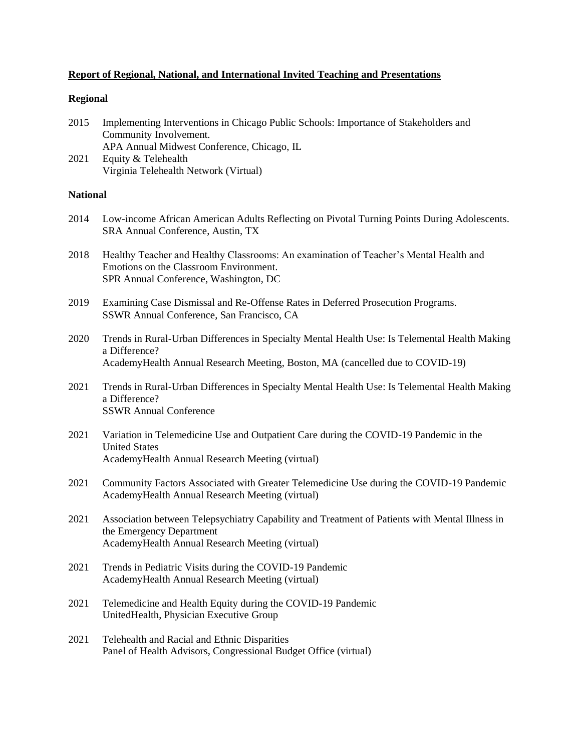**Report of Regional, National, and International Invited Teaching and Presentations**

**Regional**

2015 Implementing Interventions in Chicago Public Schools: Importance of Stakeholders and Community Involvement.
APA Annual Midwest Conference, Chicago, IL

2021 Equity & Telehealth
Virginia Telehealth Network (Virtual)

**National**

2014 Low-income African American Adults Reflecting on Pivotal Turning Points During Adolescents.
SRA Annual Conference, Austin, TX

2018 Healthy Teacher and Healthy Classrooms: An examination of Teacher's Mental Health and Emotions on the Classroom Environment.
SPR Annual Conference, Washington, DC

2019 Examining Case Dismissal and Re-Offense Rates in Deferred Prosecution Programs.
SSWR Annual Conference, San Francisco, CA

2020 Trends in Rural-Urban Differences in Specialty Mental Health Use: Is Telemental Health Making a Difference?
AcademyHealth Annual Research Meeting, Boston, MA (cancelled due to COVID-19)

2021 Trends in Rural-Urban Differences in Specialty Mental Health Use: Is Telemental Health Making a Difference?
SSWR Annual Conference

2021 Variation in Telemedicine Use and Outpatient Care during the COVID-19 Pandemic in the United States
AcademyHealth Annual Research Meeting (virtual)

2021 Community Factors Associated with Greater Telemedicine Use during the COVID-19 Pandemic
AcademyHealth Annual Research Meeting (virtual)

2021 Association between Telepsychiatry Capability and Treatment of Patients with Mental Illness in the Emergency Department
AcademyHealth Annual Research Meeting (virtual)

2021 Trends in Pediatric Visits during the COVID-19 Pandemic
AcademyHealth Annual Research Meeting (virtual)

2021 Telemedicine and Health Equity during the COVID-19 Pandemic
UnitedHealth, Physician Executive Group

2021 Telehealth and Racial and Ethnic Disparities
Panel of Health Advisors, Congressional Budget Office (virtual)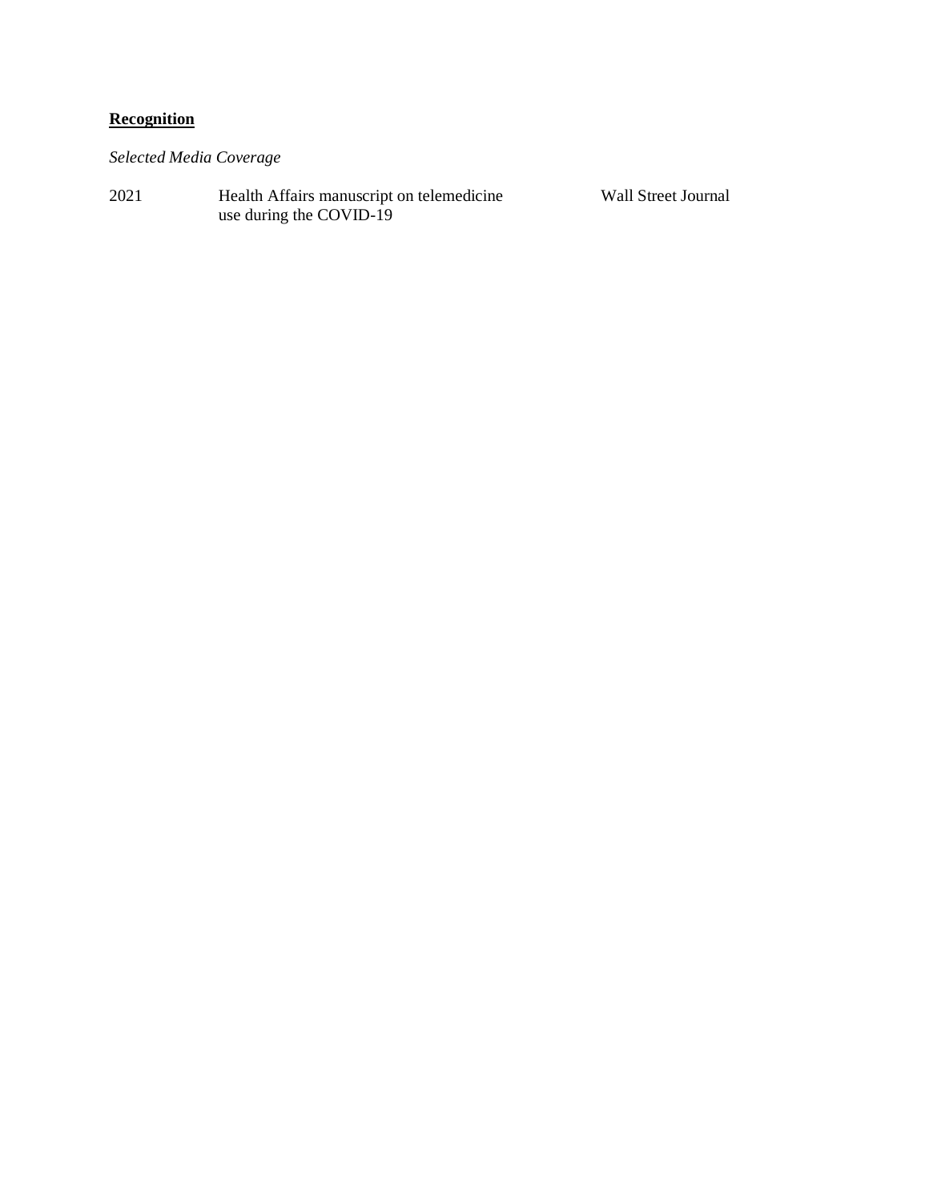**Recognition**

*Selected Media Coverage*

| | | |
|---|---|---|
| 2021 | Health Affairs manuscript on telemedicine use during the COVID-19 | Wall Street Journal |